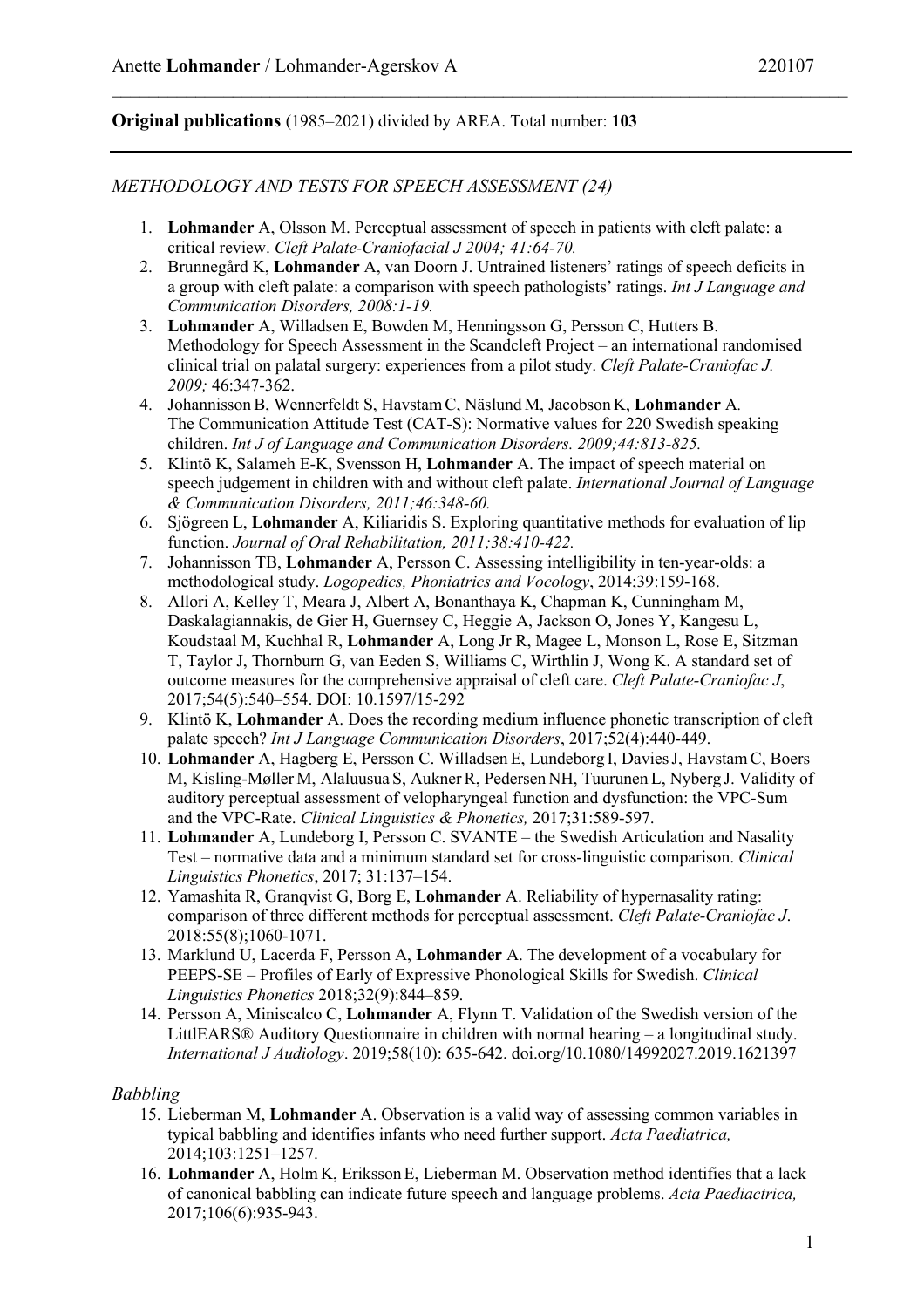Anette **Lohmander** / Lohmander-Agerskov A 220107

**Original publications** (1985–2021) divided by AREA. Total number: **103**

*METHODOLOGY AND TESTS FOR SPEECH ASSESSMENT (24)*

1. **Lohmander** A, Olsson M. Perceptual assessment of speech in patients with cleft palate: a critical review. *Cleft Palate-Craniofacial J 2004; 41:64-70.*
2. Brunnegård K, **Lohmander** A, van Doorn J. Untrained listeners' ratings of speech deficits in a group with cleft palate: a comparison with speech pathologists' ratings. *Int J Language and Communication Disorders, 2008:1-19.*
3. **Lohmander** A, Willadsen E, Bowden M, Henningsson G, Persson C, Hutters B. Methodology for Speech Assessment in the Scandcleft Project – an international randomised clinical trial on palatal surgery: experiences from a pilot study. *Cleft Palate-Craniofac J. 2009;* 46:347-362.
4. Johannisson B, Wennerfeldt S, Havstam C, Näslund M, Jacobson K, **Lohmander** A. The Communication Attitude Test (CAT-S): Normative values for 220 Swedish speaking children. *Int J of Language and Communication Disorders. 2009;44:813-825.*
5. Klintö K, Salameh E-K, Svensson H, **Lohmander** A. The impact of speech material on speech judgement in children with and without cleft palate. *International Journal of Language & Communication Disorders, 2011;46:348-60.*
6. Sjögreen L, **Lohmander** A, Kiliaridis S. Exploring quantitative methods for evaluation of lip function. *Journal of Oral Rehabilitation, 2011;38:410-422.*
7. Johannisson TB, **Lohmander** A, Persson C. Assessing intelligibility in ten-year-olds: a methodological study. *Logopedics, Phoniatrics and Vocology*, 2014;39:159-168.
8. Allori A, Kelley T, Meara J, Albert A, Bonanthaya K, Chapman K, Cunningham M, Daskalagiannakis, de Gier H, Guernsey C, Heggie A, Jackson O, Jones Y, Kangesu L, Koudstaal M, Kuchhal R, **Lohmander** A, Long Jr R, Magee L, Monson L, Rose E, Sitzman T, Taylor J, Thornburn G, van Eeden S, Williams C, Wirthlin J, Wong K. A standard set of outcome measures for the comprehensive appraisal of cleft care. *Cleft Palate-Craniofac J*, 2017;54(5):540–554. DOI: 10.1597/15-292
9. Klintö K, **Lohmander** A. Does the recording medium influence phonetic transcription of cleft palate speech? *Int J Language Communication Disorders*, 2017;52(4):440-449.
10. **Lohmander** A, Hagberg E, Persson C. Willadsen E, Lundeborg I, Davies J, Havstam C, Boers M, Kisling-Møller M, Alaluusua S, Aukner R, Pedersen NH, Tuurunen L, Nyberg J. Validity of auditory perceptual assessment of velopharyngeal function and dysfunction: the VPC-Sum and the VPC-Rate. *Clinical Linguistics & Phonetics,* 2017;31:589-597.
11. **Lohmander** A, Lundeborg I, Persson C. SVANTE – the Swedish Articulation and Nasality Test – normative data and a minimum standard set for cross-linguistic comparison. *Clinical Linguistics Phonetics*, 2017; 31:137–154.
12. Yamashita R, Granqvist G, Borg E, **Lohmander** A. Reliability of hypernasality rating: comparison of three different methods for perceptual assessment. *Cleft Palate-Craniofac J*. 2018:55(8);1060-1071.
13. Marklund U, Lacerda F, Persson A, **Lohmander** A. The development of a vocabulary for PEEPS-SE – Profiles of Early of Expressive Phonological Skills for Swedish. *Clinical Linguistics Phonetics* 2018;32(9):844–859.
14. Persson A, Miniscalco C, **Lohmander** A, Flynn T. Validation of the Swedish version of the LittlEARS® Auditory Questionnaire in children with normal hearing – a longitudinal study. *International J Audiology*. 2019;58(10): 635-642. doi.org/10.1080/14992027.2019.1621397

*Babbling*

15. Lieberman M, **Lohmander** A. Observation is a valid way of assessing common variables in typical babbling and identifies infants who need further support. *Acta Paediatrica,* 2014;103:1251–1257.
16. **Lohmander** A, Holm K, Eriksson E, Lieberman M. Observation method identifies that a lack of canonical babbling can indicate future speech and language problems. *Acta Paediactrica,* 2017;106(6):935-943.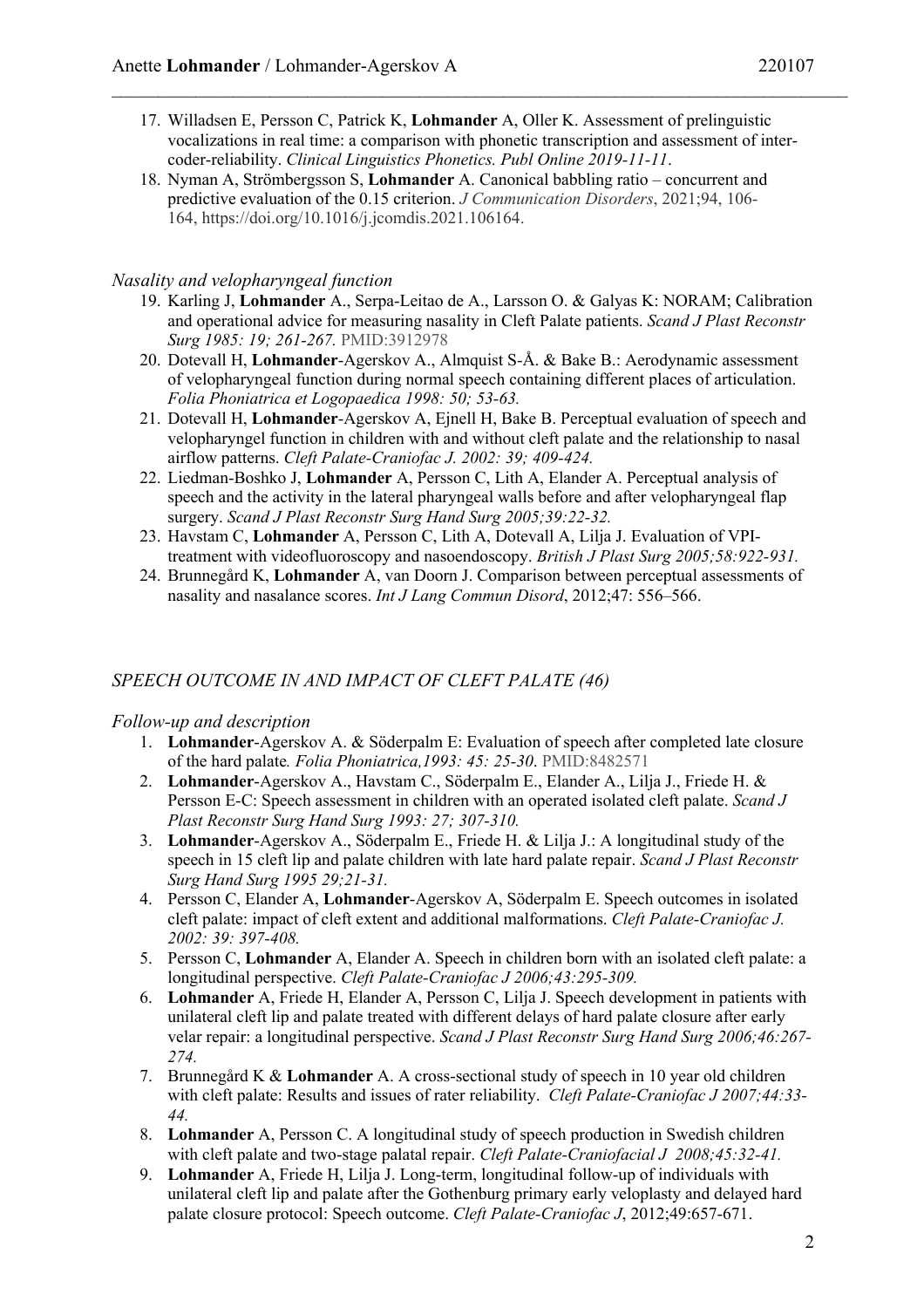17. Willadsen E, Persson C, Patrick K, **Lohmander** A, Oller K. Assessment of prelinguistic vocalizations in real time: a comparison with phonetic transcription and assessment of inter-coder-reliability. *Clinical Linguistics Phonetics. Publ Online 2019-11-11*.
18. Nyman A, Strömbergsson S, **Lohmander** A. Canonical babbling ratio – concurrent and predictive evaluation of the 0.15 criterion. *J Communication Disorders*, 2021;94, 106-164, https://doi.org/10.1016/j.jcomdis.2021.106164.

### *Nasality and velopharyngeal function*

19. Karling J, **Lohmander** A., Serpa-Leitao de A., Larsson O. & Galyas K: NORAM; Calibration and operational advice for measuring nasality in Cleft Palate patients. *Scand J Plast Reconstr Surg 1985: 19; 261-267.* PMID:3912978
20. Dotevall H, **Lohmander**-Agerskov A., Almquist S-Å. & Bake B.: Aerodynamic assessment of velopharyngeal function during normal speech containing different places of articulation. *Folia Phoniatrica et Logopaedica 1998: 50; 53-63.*
21. Dotevall H, **Lohmander**-Agerskov A, Ejnell H, Bake B. Perceptual evaluation of speech and velopharyngel function in children with and without cleft palate and the relationship to nasal airflow patterns. *Cleft Palate-Craniofac J. 2002: 39; 409-424.*
22. Liedman-Boshko J, **Lohmander** A, Persson C, Lith A, Elander A. Perceptual analysis of speech and the activity in the lateral pharyngeal walls before and after velopharyngeal flap surgery. *Scand J Plast Reconstr Surg Hand Surg 2005;39:22-32.*
23. Havstam C, **Lohmander** A, Persson C, Lith A, Dotevall A, Lilja J. Evaluation of VPI-treatment with videofluoroscopy and nasoendoscopy. *British J Plast Surg 2005;58:922-931.*
24. Brunnegård K, **Lohmander** A, van Doorn J. Comparison between perceptual assessments of nasality and nasalance scores. *Int J Lang Commun Disord*, 2012;47: 556–566.

## *SPEECH OUTCOME IN AND IMPACT OF CLEFT PALATE (46)*

### *Follow-up and description*

1. **Lohmander**-Agerskov A. & Söderpalm E: Evaluation of speech after completed late closure of the hard palate*. Folia Phoniatrica,1993: 45: 25-30*. PMID:8482571
2. **Lohmander**-Agerskov A., Havstam C., Söderpalm E., Elander A., Lilja J., Friede H. & Persson E-C: Speech assessment in children with an operated isolated cleft palate. *Scand J Plast Reconstr Surg Hand Surg 1993: 27; 307-310.*
3. **Lohmander**-Agerskov A., Söderpalm E., Friede H. & Lilja J.: A longitudinal study of the speech in 15 cleft lip and palate children with late hard palate repair. *Scand J Plast Reconstr Surg Hand Surg 1995 29;21-31.*
4. Persson C, Elander A, **Lohmander**-Agerskov A, Söderpalm E. Speech outcomes in isolated cleft palate: impact of cleft extent and additional malformations. *Cleft Palate-Craniofac J. 2002: 39: 397-408.*
5. Persson C, **Lohmander** A, Elander A. Speech in children born with an isolated cleft palate: a longitudinal perspective. *Cleft Palate-Craniofac J 2006;43:295-309.*
6. **Lohmander** A, Friede H, Elander A, Persson C, Lilja J. Speech development in patients with unilateral cleft lip and palate treated with different delays of hard palate closure after early velar repair: a longitudinal perspective. *Scand J Plast Reconstr Surg Hand Surg 2006;46:267-274.*
7. Brunnegård K & **Lohmander** A. A cross-sectional study of speech in 10 year old children with cleft palate: Results and issues of rater reliability. *Cleft Palate-Craniofac J 2007;44:33-44.*
8. **Lohmander** A, Persson C. A longitudinal study of speech production in Swedish children with cleft palate and two-stage palatal repair. *Cleft Palate-Craniofacial J 2008;45:32-41.*
9. **Lohmander** A, Friede H, Lilja J. Long-term, longitudinal follow-up of individuals with unilateral cleft lip and palate after the Gothenburg primary early veloplasty and delayed hard palate closure protocol: Speech outcome. *Cleft Palate-Craniofac J*, 2012;49:657-671.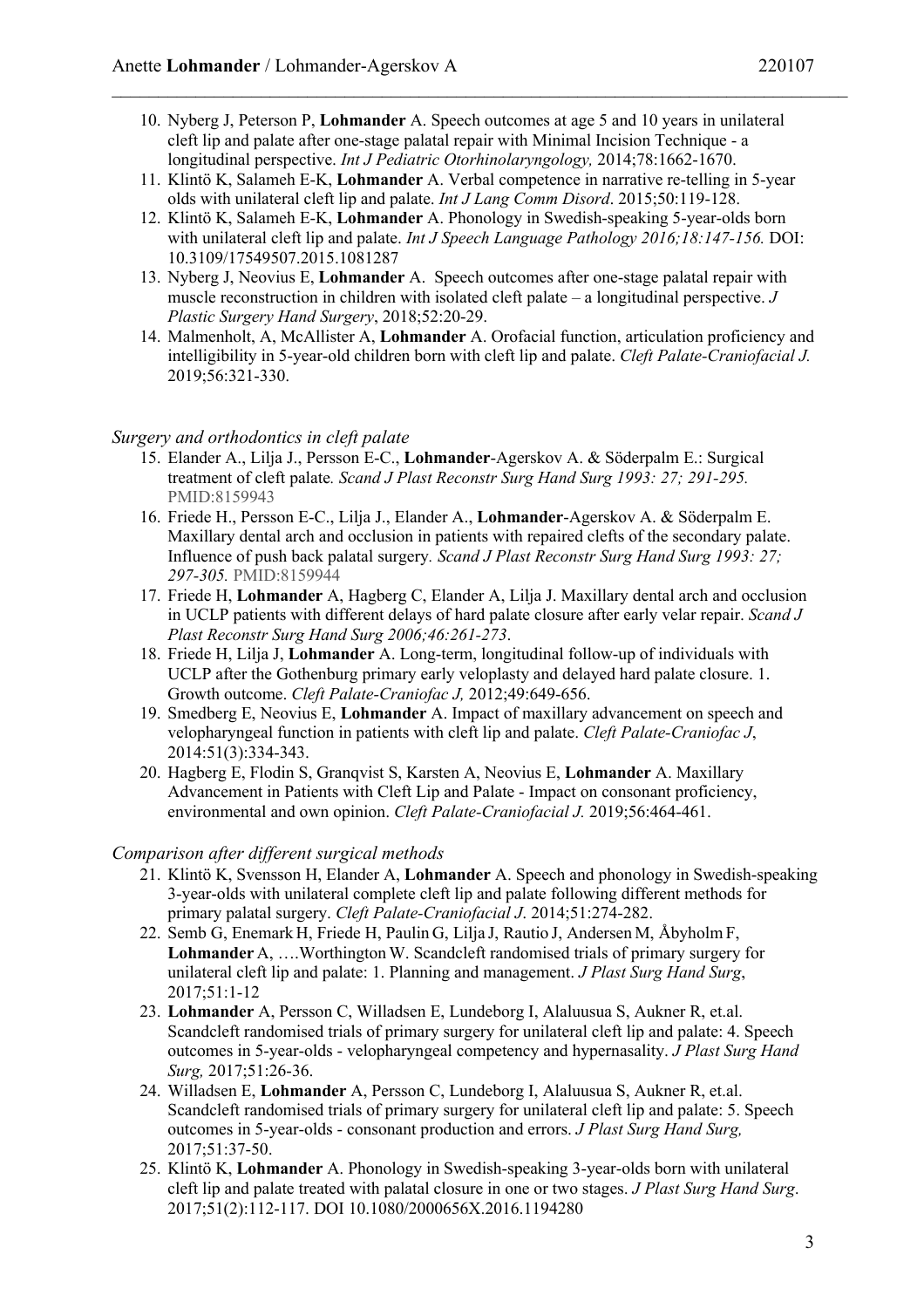10. Nyberg J, Peterson P, **Lohmander** A. Speech outcomes at age 5 and 10 years in unilateral cleft lip and palate after one-stage palatal repair with Minimal Incision Technique - a longitudinal perspective. *Int J Pediatric Otorhinolaryngology,* 2014;78:1662-1670.
11. Klintö K, Salameh E-K, **Lohmander** A. Verbal competence in narrative re-telling in 5-year olds with unilateral cleft lip and palate. *Int J Lang Comm Disord*. 2015;50:119-128.
12. Klintö K, Salameh E-K, **Lohmander** A. Phonology in Swedish-speaking 5-year-olds born with unilateral cleft lip and palate. *Int J Speech Language Pathology 2016;18:147-156.* DOI: 10.3109/17549507.2015.1081287
13. Nyberg J, Neovius E, **Lohmander** A. Speech outcomes after one-stage palatal repair with muscle reconstruction in children with isolated cleft palate – a longitudinal perspective. *J Plastic Surgery Hand Surgery*, 2018;52:20-29.
14. Malmenholt, A, McAllister A, **Lohmander** A. Orofacial function, articulation proficiency and intelligibility in 5-year-old children born with cleft lip and palate. *Cleft Palate-Craniofacial J.* 2019;56:321-330.

*Surgery and orthodontics in cleft palate*

15. Elander A., Lilja J., Persson E-C., **Lohmander**-Agerskov A. & Söderpalm E.: Surgical treatment of cleft palate*. Scand J Plast Reconstr Surg Hand Surg 1993: 27; 291-295.* PMID:8159943
16. Friede H., Persson E-C., Lilja J., Elander A., **Lohmander**-Agerskov A. & Söderpalm E. Maxillary dental arch and occlusion in patients with repaired clefts of the secondary palate. Influence of push back palatal surgery*. Scand J Plast Reconstr Surg Hand Surg 1993: 27; 297-305.* PMID:8159944
17. Friede H, **Lohmander** A, Hagberg C, Elander A, Lilja J. Maxillary dental arch and occlusion in UCLP patients with different delays of hard palate closure after early velar repair. *Scand J Plast Reconstr Surg Hand Surg 2006;46:261-273*.
18. Friede H, Lilja J, **Lohmander** A. Long-term, longitudinal follow-up of individuals with UCLP after the Gothenburg primary early veloplasty and delayed hard palate closure. 1. Growth outcome. *Cleft Palate-Craniofac J,* 2012;49:649-656.
19. Smedberg E, Neovius E, **Lohmander** A. Impact of maxillary advancement on speech and velopharyngeal function in patients with cleft lip and palate. *Cleft Palate-Craniofac J*, 2014:51(3):334-343.
20. Hagberg E, Flodin S, Granqvist S, Karsten A, Neovius E, **Lohmander** A. Maxillary Advancement in Patients with Cleft Lip and Palate - Impact on consonant proficiency, environmental and own opinion. *Cleft Palate-Craniofacial J.* 2019;56:464-461.

*Comparison after different surgical methods*

21. Klintö K, Svensson H, Elander A, **Lohmander** A. Speech and phonology in Swedish-speaking 3-year-olds with unilateral complete cleft lip and palate following different methods for primary palatal surgery. *Cleft Palate-Craniofacial J*. 2014;51:274-282.
22. Semb G, Enemark H, Friede H, Paulin G, Lilja J, Rautio J, Andersen M, Åbyholm F, **Lohmander** A, ….Worthington W. Scandcleft randomised trials of primary surgery for unilateral cleft lip and palate: 1. Planning and management. *J Plast Surg Hand Surg*, 2017;51:1-12
23. **Lohmander** A, Persson C, Willadsen E, Lundeborg I, Alaluusua S, Aukner R, et.al. Scandcleft randomised trials of primary surgery for unilateral cleft lip and palate: 4. Speech outcomes in 5-year-olds - velopharyngeal competency and hypernasality. *J Plast Surg Hand Surg,* 2017;51:26-36.
24. Willadsen E, **Lohmander** A, Persson C, Lundeborg I, Alaluusua S, Aukner R, et.al. Scandcleft randomised trials of primary surgery for unilateral cleft lip and palate: 5. Speech outcomes in 5-year-olds - consonant production and errors. *J Plast Surg Hand Surg,* 2017;51:37-50.
25. Klintö K, **Lohmander** A. Phonology in Swedish-speaking 3-year-olds born with unilateral cleft lip and palate treated with palatal closure in one or two stages. *J Plast Surg Hand Surg*. 2017;51(2):112-117. DOI 10.1080/2000656X.2016.1194280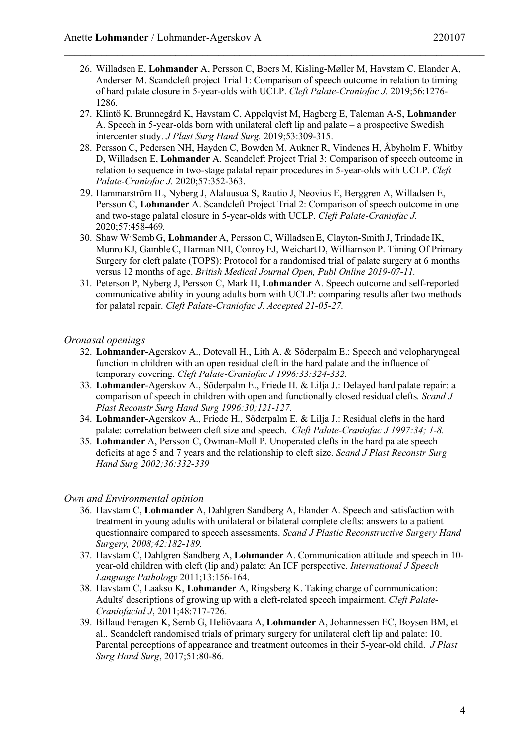26. Willadsen E, **Lohmander** A, Persson C, Boers M, Kisling-Møller M, Havstam C, Elander A, Andersen M. Scandcleft project Trial 1: Comparison of speech outcome in relation to timing of hard palate closure in 5-year-olds with UCLP. *Cleft Palate-Craniofac J.* 2019;56:1276-1286.
27. Klintö K, Brunnegård K, Havstam C, Appelqvist M, Hagberg E, Taleman A-S, **Lohmander** A. Speech in 5-year-olds born with unilateral cleft lip and palate – a prospective Swedish intercenter study. *J Plast Surg Hand Surg.* 2019;53:309-315.
28. Persson C, Pedersen NH, Hayden C, Bowden M, Aukner R, Vindenes H, Åbyholm F, Whitby D, Willadsen E, **Lohmander** A. Scandcleft Project Trial 3: Comparison of speech outcome in relation to sequence in two-stage palatal repair procedures in 5-year-olds with UCLP. *Cleft Palate-Craniofac J.* 2020;57:352-363.
29. Hammarström IL, Nyberg J, Alaluusua S, Rautio J, Neovius E, Berggren A, Willadsen E, Persson C, **Lohmander** A. Scandcleft Project Trial 2: Comparison of speech outcome in one and two-stage palatal closure in 5-year-olds with UCLP. *Cleft Palate-Craniofac J.* 2020;57:458-469*.*
30. Shaw W, Semb G, **Lohmander** A, Persson C, Willadsen E, Clayton-Smith J, Trindade IK, Munro KJ, Gamble C, Harman NH, Conroy EJ, Weichart D, Williamson P. Timing Of Primary Surgery for cleft palate (TOPS): Protocol for a randomised trial of palate surgery at 6 months versus 12 months of age. *British Medical Journal Open, Publ Online 2019-07-11.*
31. Peterson P, Nyberg J, Persson C, Mark H, **Lohmander** A. Speech outcome and self-reported communicative ability in young adults born with UCLP: comparing results after two methods for palatal repair. *Cleft Palate-Craniofac J. Accepted 21-05-27.*

*Oronasal openings*

32. **Lohmander**-Agerskov A., Dotevall H., Lith A. & Söderpalm E.: Speech and velopharyngeal function in children with an open residual cleft in the hard palate and the influence of temporary covering. *Cleft Palate-Craniofac J 1996:33:324-332.*
33. **Lohmander**-Agerskov A., Söderpalm E., Friede H. & Lilja J.: Delayed hard palate repair: a comparison of speech in children with open and functionally closed residual clefts*. Scand J Plast Reconstr Surg Hand Surg 1996:30;121-127.*
34. **Lohmander**-Agerskov A., Friede H., Söderpalm E. & Lilja J.: Residual clefts in the hard palate: correlation between cleft size and speech. *Cleft Palate-Craniofac J 1997:34; 1-8.*
35. **Lohmander** A, Persson C, Owman-Moll P. Unoperated clefts in the hard palate speech deficits at age 5 and 7 years and the relationship to cleft size. *Scand J Plast Reconstr Surg Hand Surg 2002;36:332-339*

*Own and Environmental opinion*

36. Havstam C, **Lohmander** A, Dahlgren Sandberg A, Elander A. Speech and satisfaction with treatment in young adults with unilateral or bilateral complete clefts: answers to a patient questionnaire compared to speech assessments. *Scand J Plastic Reconstructive Surgery Hand Surgery, 2008;42:182-189.*
37. Havstam C, Dahlgren Sandberg A, **Lohmander** A. Communication attitude and speech in 10-year-old children with cleft (lip and) palate: An ICF perspective. *International J Speech Language Pathology* 2011;13:156-164.
38. Havstam C, Laakso K, **Lohmander** A, Ringsberg K. Taking charge of communication: Adults' descriptions of growing up with a cleft-related speech impairment. *Cleft Palate-Craniofacial J*, 2011;48:717-726.
39. Billaud Feragen K, Semb G, Heliövaara A, **Lohmander** A, Johannessen EC, Boysen BM, et al.. Scandcleft randomised trials of primary surgery for unilateral cleft lip and palate: 10. Parental perceptions of appearance and treatment outcomes in their 5-year-old child. *J Plast Surg Hand Surg*, 2017;51:80-86.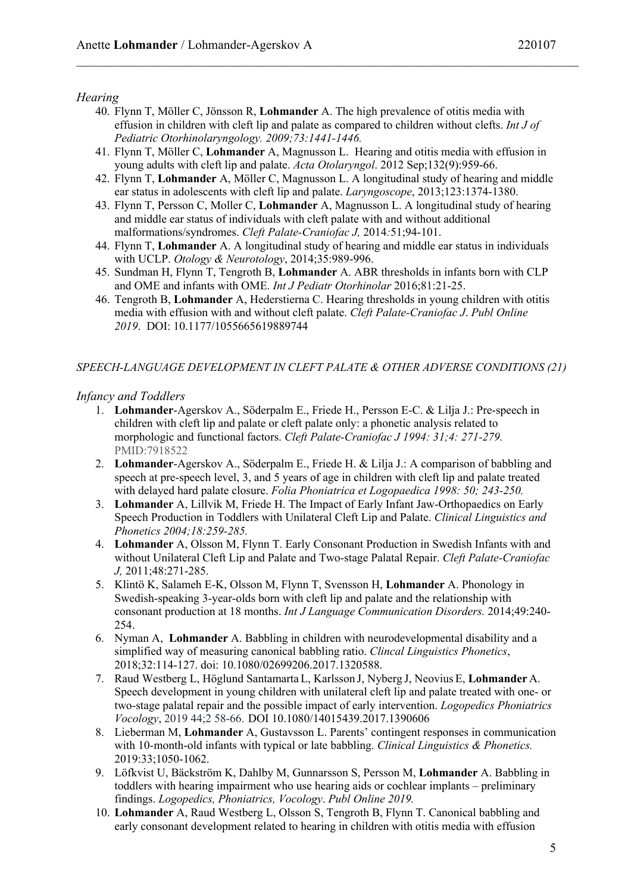*Hearing*

40. Flynn T, Möller C, Jönsson R, **Lohmander** A. The high prevalence of otitis media with effusion in children with cleft lip and palate as compared to children without clefts. *Int J of Pediatric Otorhinolaryngology. 2009;73:1441-1446.*
41. Flynn T, Möller C, **Lohmander** A, Magnusson L. Hearing and otitis media with effusion in young adults with cleft lip and palate. *Acta Otolaryngol*. 2012 Sep;132(9):959-66.
42. Flynn T, **Lohmander** A, Möller C, Magnusson L. A longitudinal study of hearing and middle ear status in adolescents with cleft lip and palate. *Laryngoscope*, 2013;123:1374-1380.
43. Flynn T, Persson C, Moller C, **Lohmander** A, Magnusson L. A longitudinal study of hearing and middle ear status of individuals with cleft palate with and without additional malformations/syndromes. *Cleft Palate-Craniofac J,* 2014*:*51;94-101.
44. Flynn T, **Lohmander** A. A longitudinal study of hearing and middle ear status in individuals with UCLP. *Otology & Neurotology*, 2014;35:989-996.
45. Sundman H, Flynn T, Tengroth B, **Lohmander** A. ABR thresholds in infants born with CLP and OME and infants with OME. *Int J Pediatr Otorhinolar* 2016;81:21-25.
46. Tengroth B, **Lohmander** A, Hederstierna C. Hearing thresholds in young children with otitis media with effusion with and without cleft palate. *Cleft Palate-Craniofac J*. *Publ Online 2019*. DOI: 10.1177/1055665619889744

*SPEECH-LANGUAGE DEVELOPMENT IN CLEFT PALATE & OTHER ADVERSE CONDITIONS (21)*

*Infancy and Toddlers*

1. **Lohmander**-Agerskov A., Söderpalm E., Friede H., Persson E-C. & Lilja J.: Pre-speech in children with cleft lip and palate or cleft palate only: a phonetic analysis related to morphologic and functional factors. *Cleft Palate-Craniofac J 1994: 31;4: 271-279.* PMID:7918522
2. **Lohmander**-Agerskov A., Söderpalm E., Friede H. & Lilja J.: A comparison of babbling and speech at pre-speech level, 3, and 5 years of age in children with cleft lip and palate treated with delayed hard palate closure. *Folia Phoniatrica et Logopaedica 1998: 50; 243-250.*
3. **Lohmander** A, Lillvik M, Friede H. The Impact of Early Infant Jaw-Orthopaedics on Early Speech Production in Toddlers with Unilateral Cleft Lip and Palate. *Clinical Linguistics and Phonetics 2004;18:259-285.*
4. **Lohmander** A, Olsson M, Flynn T. Early Consonant Production in Swedish Infants with and without Unilateral Cleft Lip and Palate and Two-stage Palatal Repair. *Cleft Palate-Craniofac J,* 2011;48:271-285.
5. Klintö K, Salameh E-K, Olsson M, Flynn T, Svensson H, **Lohmander** A. Phonology in Swedish-speaking 3-year-olds born with cleft lip and palate and the relationship with consonant production at 18 months. *Int J Language Communication Disorders.* 2014;49:240-254.
6. Nyman A, **Lohmander** A. Babbling in children with neurodevelopmental disability and a simplified way of measuring canonical babbling ratio. *Clincal Linguistics Phonetics*, 2018;32:114-127. doi: 10.1080/02699206.2017.1320588.
7. Raud Westberg L, Höglund Santamarta L, Karlsson J, Nyberg J, Neovius E, **Lohmander** A. Speech development in young children with unilateral cleft lip and palate treated with one- or two-stage palatal repair and the possible impact of early intervention. *Logopedics Phoniatrics Vocology*, 2019 44;2 58-66. DOI 10.1080/14015439.2017.1390606
8. Lieberman M, **Lohmander** A, Gustavsson L. Parents' contingent responses in communication with 10-month-old infants with typical or late babbling. *Clinical Linguistics & Phonetics.* 2019:33;1050-1062.
9. Löfkvist U, Bäckström K, Dahlby M, Gunnarsson S, Persson M, **Lohmander** A. Babbling in toddlers with hearing impairment who use hearing aids or cochlear implants – preliminary findings. *Logopedics, Phoniatrics, Vocology*. *Publ Online 2019.*
10. **Lohmander** A, Raud Westberg L, Olsson S, Tengroth B, Flynn T. Canonical babbling and early consonant development related to hearing in children with otitis media with effusion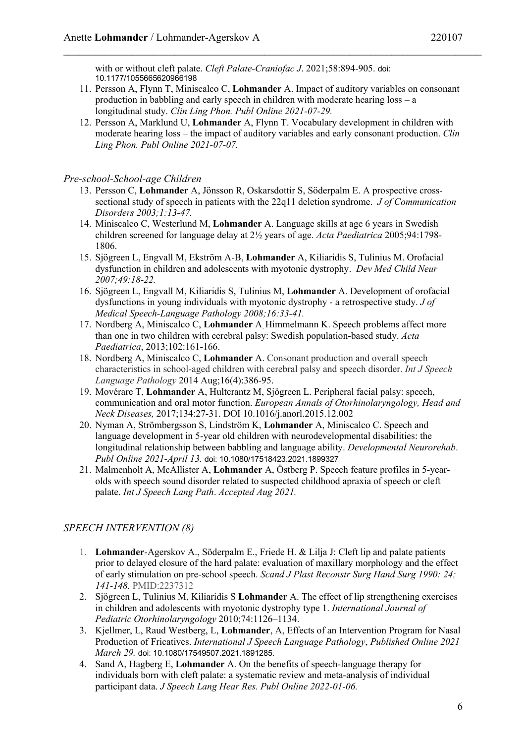with or without cleft palate. *Cleft Palate-Craniofac J*. 2021;58:894-905. doi: 10.1177/1055665620966198

11. Persson A, Flynn T, Miniscalco C, **Lohmander** A. Impact of auditory variables on consonant production in babbling and early speech in children with moderate hearing loss – a longitudinal study. *Clin Ling Phon. Publ Online 2021-07-29.*
12. Persson A, Marklund U, **Lohmander** A, Flynn T. Vocabulary development in children with moderate hearing loss – the impact of auditory variables and early consonant production. *Clin Ling Phon. Publ Online 2021-07-07.*

### *Pre-school-School-age Children*

13. Persson C, **Lohmander** A, Jönsson R, Oskarsdottir S, Söderpalm E. A prospective cross-sectional study of speech in patients with the 22q11 deletion syndrome. *J of Communication Disorders 2003;1:13-47.*
14. Miniscalco C, Westerlund M, **Lohmander** A. Language skills at age 6 years in Swedish children screened for language delay at 2½ years of age. *Acta Paediatrica* 2005;94:1798-1806.
15. Sjögreen L, Engvall M, Ekström A-B, **Lohmander** A, Kiliaridis S, Tulinius M. Orofacial dysfunction in children and adolescents with myotonic dystrophy. *Dev Med Child Neur 2007;49:18-22.*
16. Sjögreen L, Engvall M, Kiliaridis S, Tulinius M, **Lohmander** A. Development of orofacial dysfunctions in young individuals with myotonic dystrophy - a retrospective study. *J of Medical Speech-Language Pathology 2008;16:33-41.*
17. Nordberg A, Miniscalco C, **Lohmander** A, Himmelmann K. Speech problems affect more than one in two children with cerebral palsy: Swedish population-based study. *Acta Paediatrica*, 2013;102:161-166.
18. Nordberg A, Miniscalco C, **Lohmander** A. Consonant production and overall speech characteristics in school-aged children with cerebral palsy and speech disorder. *Int J Speech Language Pathology* 2014 Aug;16(4):386-95.
19. Movérare T, **Lohmander** A, Hultcrantz M, Sjögreen L. Peripheral facial palsy: speech, communication and oral motor function. *European Annals of Otorhinolaryngology, Head and Neck Diseases,* 2017;134:27-31. DOI 10.1016/j.anorl.2015.12.002
20. Nyman A, Strömbergsson S, Lindström K, **Lohmander** A, Miniscalco C. Speech and language development in 5-year old children with neurodevelopmental disabilities: the longitudinal relationship between babbling and language ability. *Developmental Neurorehab*. *Publ Online 2021-April 13.* doi: 10.1080/17518423.2021.1899327
21. Malmenholt A, McAllister A, **Lohmander** A, Östberg P. Speech feature profiles in 5-year-olds with speech sound disorder related to suspected childhood apraxia of speech or cleft palate. *Int J Speech Lang Path*. *Accepted Aug 2021.*

## *SPEECH INTERVENTION (8)*

1. **Lohmander**-Agerskov A., Söderpalm E., Friede H. & Lilja J: Cleft lip and palate patients prior to delayed closure of the hard palate: evaluation of maxillary morphology and the effect of early stimulation on pre-school speech. *Scand J Plast Reconstr Surg Hand Surg 1990: 24; 141-148.* PMID:2237312
2. Sjögreen L, Tulinius M, Kiliaridis S **Lohmander** A. The effect of lip strengthening exercises in children and adolescents with myotonic dystrophy type 1. *International Journal of Pediatric Otorhinolaryngology* 2010;74:1126–1134.
3. Kjellmer, L, Raud Westberg, L, **Lohmander**, A, Effects of an Intervention Program for Nasal Production of Fricatives. *International J Speech Language Pathology*, *Published Online 2021 March 29.* doi: 10.1080/17549507.2021.1891285.
4. Sand A, Hagberg E, **Lohmander** A. On the benefits of speech-language therapy for individuals born with cleft palate: a systematic review and meta-analysis of individual participant data. *J Speech Lang Hear Res. Publ Online 2022-01-06.*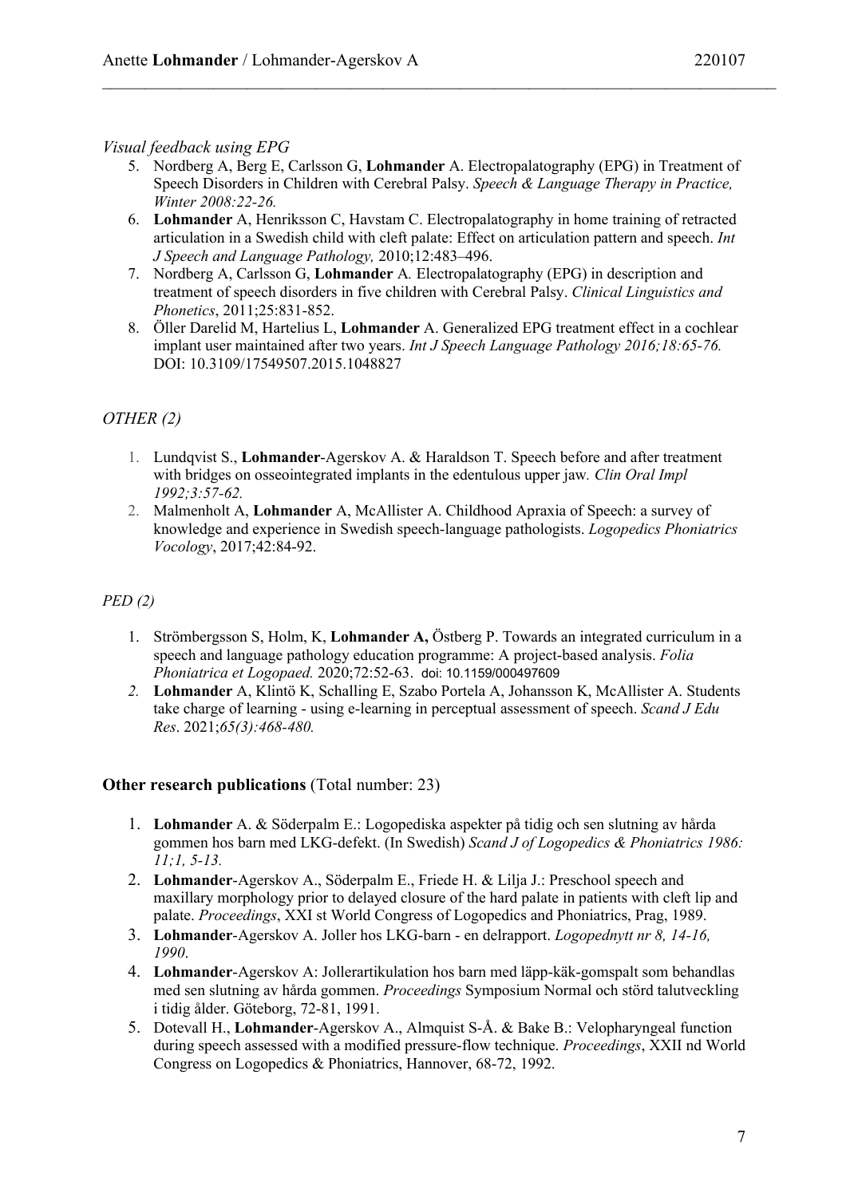*Visual feedback using EPG*

5. Nordberg A, Berg E, Carlsson G, **Lohmander** A. Electropalatography (EPG) in Treatment of Speech Disorders in Children with Cerebral Palsy. *Speech & Language Therapy in Practice, Winter 2008:22-26.*
6. **Lohmander** A, Henriksson C, Havstam C. Electropalatography in home training of retracted articulation in a Swedish child with cleft palate: Effect on articulation pattern and speech. *Int J Speech and Language Pathology,* 2010;12:483–496.
7. Nordberg A, Carlsson G, **Lohmander** A*.* Electropalatography (EPG) in description and treatment of speech disorders in five children with Cerebral Palsy. *Clinical Linguistics and Phonetics*, 2011;25:831-852.
8. Öller Darelid M, Hartelius L, **Lohmander** A. Generalized EPG treatment effect in a cochlear implant user maintained after two years. *Int J Speech Language Pathology 2016;18:65-76.* DOI: 10.3109/17549507.2015.1048827

*OTHER (2)*

1. Lundqvist S., **Lohmander**-Agerskov A. & Haraldson T. Speech before and after treatment with bridges on osseointegrated implants in the edentulous upper jaw*. Clin Oral Impl 1992;3:57-62.*
2. Malmenholt A, **Lohmander** A, McAllister A. Childhood Apraxia of Speech: a survey of knowledge and experience in Swedish speech-language pathologists. *Logopedics Phoniatrics Vocology*, 2017;42:84-92.

*PED (2)*

1. Strömbergsson S, Holm, K, **Lohmander A,** Östberg P. Towards an integrated curriculum in a speech and language pathology education programme: A project-based analysis. *Folia Phoniatrica et Logopaed.* 2020;72:52-63. doi: 10.1159/000497609
2. **Lohmander** A, Klintö K, Schalling E, Szabo Portela A, Johansson K, McAllister A. Students take charge of learning - using e-learning in perceptual assessment of speech. *Scand J Edu Res*. 2021;*65(3):468-480.*

**Other research publications** (Total number: 23)

1. **Lohmander** A. & Söderpalm E.: Logopediska aspekter på tidig och sen slutning av hårda gommen hos barn med LKG-defekt. (In Swedish) *Scand J of Logopedics & Phoniatrics 1986: 11;1, 5-13.*
2. **Lohmander**-Agerskov A., Söderpalm E., Friede H. & Lilja J.: Preschool speech and maxillary morphology prior to delayed closure of the hard palate in patients with cleft lip and palate. *Proceedings*, XXI st World Congress of Logopedics and Phoniatrics, Prag, 1989.
3. **Lohmander**-Agerskov A. Joller hos LKG-barn - en delrapport. *Logopednytt nr 8, 14-16, 1990*.
4. **Lohmander**-Agerskov A: Jollerartikulation hos barn med läpp-käk-gomspalt som behandlas med sen slutning av hårda gommen. *Proceedings* Symposium Normal och störd talutveckling i tidig ålder. Göteborg, 72-81, 1991.
5. Dotevall H., **Lohmander**-Agerskov A., Almquist S-Å. & Bake B.: Velopharyngeal function during speech assessed with a modified pressure-flow technique. *Proceedings*, XXII nd World Congress on Logopedics & Phoniatrics, Hannover, 68-72, 1992.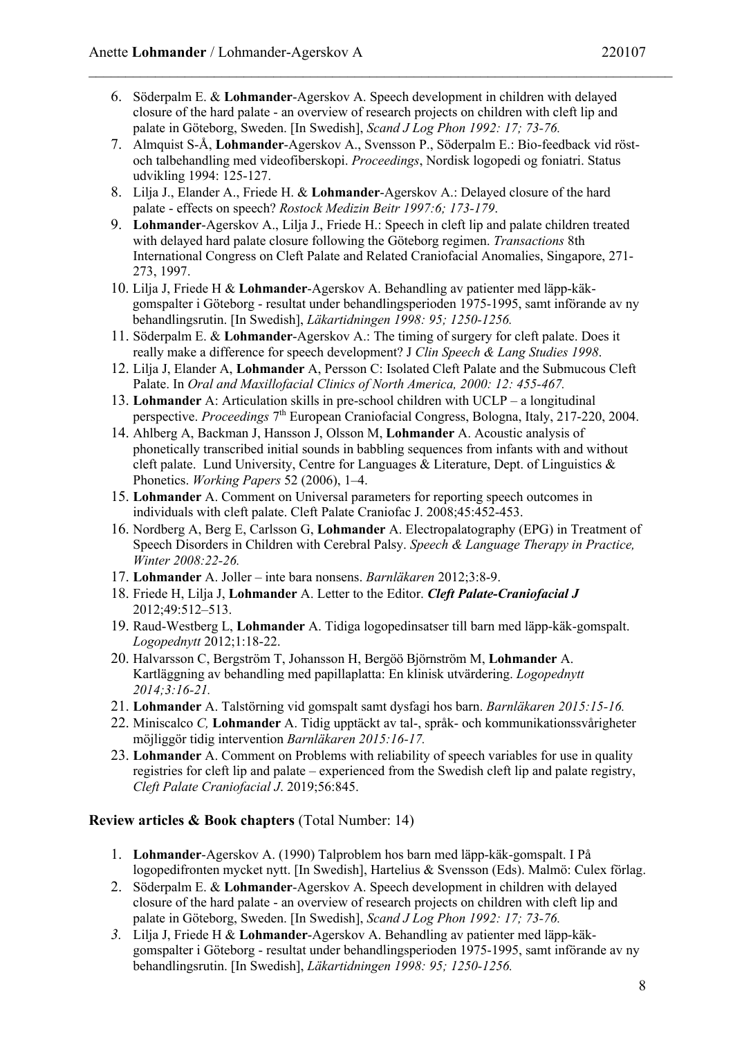6. Söderpalm E. & **Lohmander**-Agerskov A. Speech development in children with delayed closure of the hard palate - an overview of research projects on children with cleft lip and palate in Göteborg, Sweden. [In Swedish], *Scand J Log Phon 1992: 17; 73-76.*
7. Almquist S-Å, **Lohmander**-Agerskov A., Svensson P., Söderpalm E.: Bio-feedback vid röst- och talbehandling med videofiberskopi. *Proceedings*, Nordisk logopedi og foniatri. Status udvikling 1994: 125-127.
8. Lilja J., Elander A., Friede H. & **Lohmander**-Agerskov A.: Delayed closure of the hard palate - effects on speech? *Rostock Medizin Beitr 1997:6; 173-179*.
9. **Lohmander**-Agerskov A., Lilja J., Friede H.: Speech in cleft lip and palate children treated with delayed hard palate closure following the Göteborg regimen. *Transactions* 8th International Congress on Cleft Palate and Related Craniofacial Anomalies, Singapore, 271-273, 1997.
10. Lilja J, Friede H & **Lohmander**-Agerskov A. Behandling av patienter med läpp-käk-gomspalter i Göteborg - resultat under behandlingsperioden 1975-1995, samt införande av ny behandlingsrutin. [In Swedish], *Läkartidningen 1998: 95; 1250-1256.*
11. Söderpalm E. & **Lohmander**-Agerskov A.: The timing of surgery for cleft palate. Does it really make a difference for speech development? J *Clin Speech & Lang Studies 1998*.
12. Lilja J, Elander A, **Lohmander** A, Persson C: Isolated Cleft Palate and the Submucous Cleft Palate. In *Oral and Maxillofacial Clinics of North America, 2000: 12: 455-467.*
13. **Lohmander** A: Articulation skills in pre-school children with UCLP – a longitudinal perspective. *Proceedings* 7th European Craniofacial Congress, Bologna, Italy, 217-220, 2004.
14. Ahlberg A, Backman J, Hansson J, Olsson M, **Lohmander** A. Acoustic analysis of phonetically transcribed initial sounds in babbling sequences from infants with and without cleft palate. Lund University, Centre for Languages & Literature, Dept. of Linguistics & Phonetics. *Working Papers* 52 (2006), 1–4.
15. **Lohmander** A. Comment on Universal parameters for reporting speech outcomes in individuals with cleft palate. Cleft Palate Craniofac J. 2008;45:452-453.
16. Nordberg A, Berg E, Carlsson G, **Lohmander** A. Electropalatography (EPG) in Treatment of Speech Disorders in Children with Cerebral Palsy. *Speech & Language Therapy in Practice, Winter 2008:22-26.*
17. **Lohmander** A. Joller – inte bara nonsens. *Barnläkaren* 2012;3:8-9.
18. Friede H, Lilja J, **Lohmander** A. Letter to the Editor. ***Cleft Palate-Craniofacial J*** 2012;49:512–513.
19. Raud-Westberg L, **Lohmander** A. Tidiga logopedinsatser till barn med läpp-käk-gomspalt. *Logopednytt* 2012;1:18-22.
20. Halvarsson C, Bergström T, Johansson H, Bergöö Björnström M, **Lohmander** A. Kartläggning av behandling med papillaplatta: En klinisk utvärdering. *Logopednytt 2014;3:16-21.*
21. **Lohmander** A. Talstörning vid gomspalt samt dysfagi hos barn. *Barnläkaren 2015:15-16.*
22. Miniscalco *C,* **Lohmander** A. Tidig upptäckt av tal-, språk- och kommunikationssvårigheter möjliggör tidig intervention *Barnläkaren 2015:16-17.*
23. **Lohmander** A. Comment on Problems with reliability of speech variables for use in quality registries for cleft lip and palate – experienced from the Swedish cleft lip and palate registry, *Cleft Palate Craniofacial J*. 2019;56:845.

**Review articles & Book chapters** (Total Number: 14)

1. **Lohmander**-Agerskov A. (1990) Talproblem hos barn med läpp-käk-gomspalt. I På logopedifronten mycket nytt. [In Swedish], Hartelius & Svensson (Eds). Malmö: Culex förlag.
2. Söderpalm E. & **Lohmander**-Agerskov A. Speech development in children with delayed closure of the hard palate - an overview of research projects on children with cleft lip and palate in Göteborg, Sweden. [In Swedish], *Scand J Log Phon 1992: 17; 73-76.*
3. Lilja J, Friede H & **Lohmander**-Agerskov A. Behandling av patienter med läpp-käk-gomspalter i Göteborg - resultat under behandlingsperioden 1975-1995, samt införande av ny behandlingsrutin. [In Swedish], *Läkartidningen 1998: 95; 1250-1256.*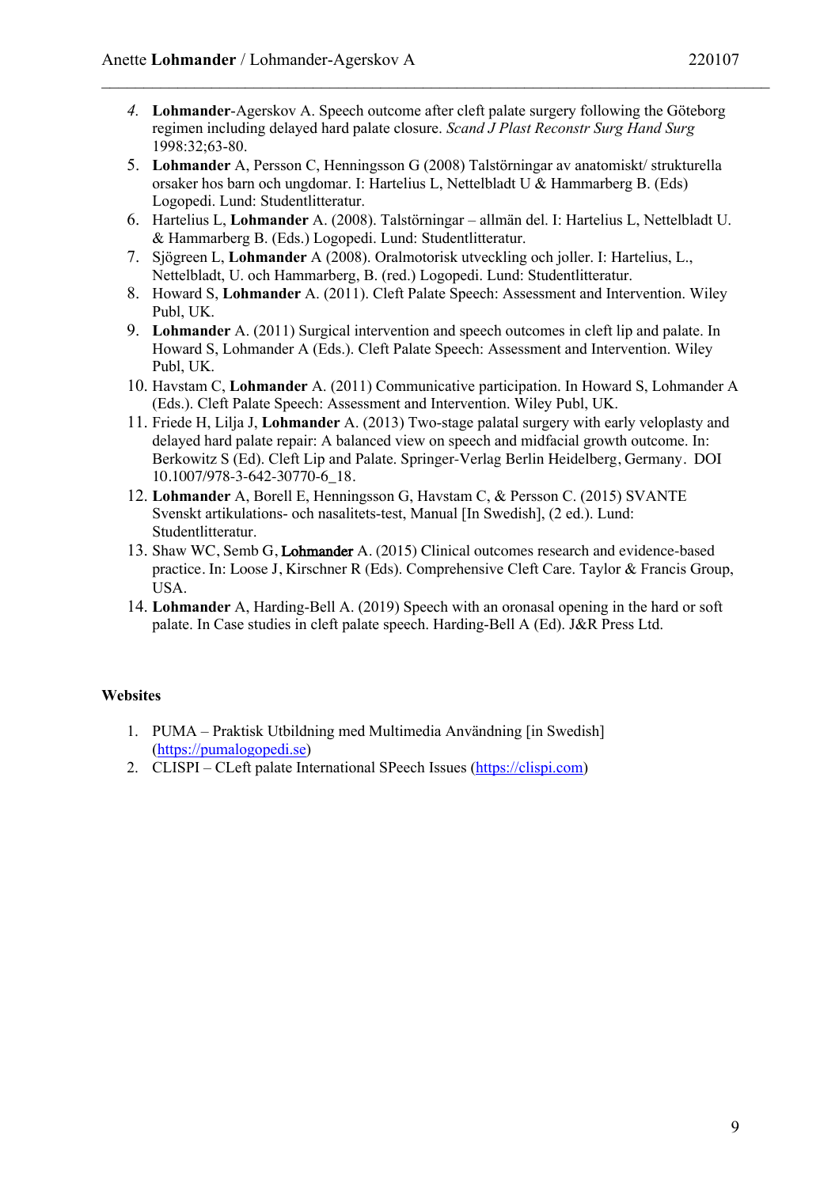4. **Lohmander**-Agerskov A. Speech outcome after cleft palate surgery following the Göteborg regimen including delayed hard palate closure. *Scand J Plast Reconstr Surg Hand Surg* 1998:32;63-80.
5. **Lohmander** A, Persson C, Henningsson G (2008) Talstörningar av anatomiskt/ strukturella orsaker hos barn och ungdomar. I: Hartelius L, Nettelbladt U & Hammarberg B. (Eds) Logopedi. Lund: Studentlitteratur.
6. Hartelius L, **Lohmander** A. (2008). Talstörningar – allmän del. I: Hartelius L, Nettelbladt U. & Hammarberg B. (Eds.) Logopedi. Lund: Studentlitteratur.
7. Sjögreen L, **Lohmander** A (2008). Oralmotorisk utveckling och joller. I: Hartelius, L., Nettelbladt, U. och Hammarberg, B. (red.) Logopedi. Lund: Studentlitteratur.
8. Howard S, **Lohmander** A. (2011). Cleft Palate Speech: Assessment and Intervention. Wiley Publ, UK.
9. **Lohmander** A. (2011) Surgical intervention and speech outcomes in cleft lip and palate. In Howard S, Lohmander A (Eds.). Cleft Palate Speech: Assessment and Intervention. Wiley Publ, UK.
10. Havstam C, **Lohmander** A. (2011) Communicative participation. In Howard S, Lohmander A (Eds.). Cleft Palate Speech: Assessment and Intervention. Wiley Publ, UK.
11. Friede H, Lilja J, **Lohmander** A. (2013) Two-stage palatal surgery with early veloplasty and delayed hard palate repair: A balanced view on speech and midfacial growth outcome. In: Berkowitz S (Ed). Cleft Lip and Palate. Springer-Verlag Berlin Heidelberg, Germany. DOI 10.1007/978-3-642-30770-6_18.
12. **Lohmander** A, Borell E, Henningsson G, Havstam C, & Persson C. (2015) SVANTE Svenskt artikulations- och nasalitets-test, Manual [In Swedish], (2 ed.). Lund: Studentlitteratur.
13. Shaw WC, Semb G, **Lohmander** A. (2015) Clinical outcomes research and evidence-based practice. In: Loose J, Kirschner R (Eds). Comprehensive Cleft Care. Taylor & Francis Group, USA.
14. **Lohmander** A, Harding-Bell A. (2019) Speech with an oronasal opening in the hard or soft palate. In Case studies in cleft palate speech. Harding-Bell A (Ed). J&R Press Ltd.

**Websites**

1. PUMA – Praktisk Utbildning med Multimedia Användning [in Swedish] (https://pumalogopedi.se)
2. CLISPI – CLeft palate International SPeech Issues (https://clispi.com)